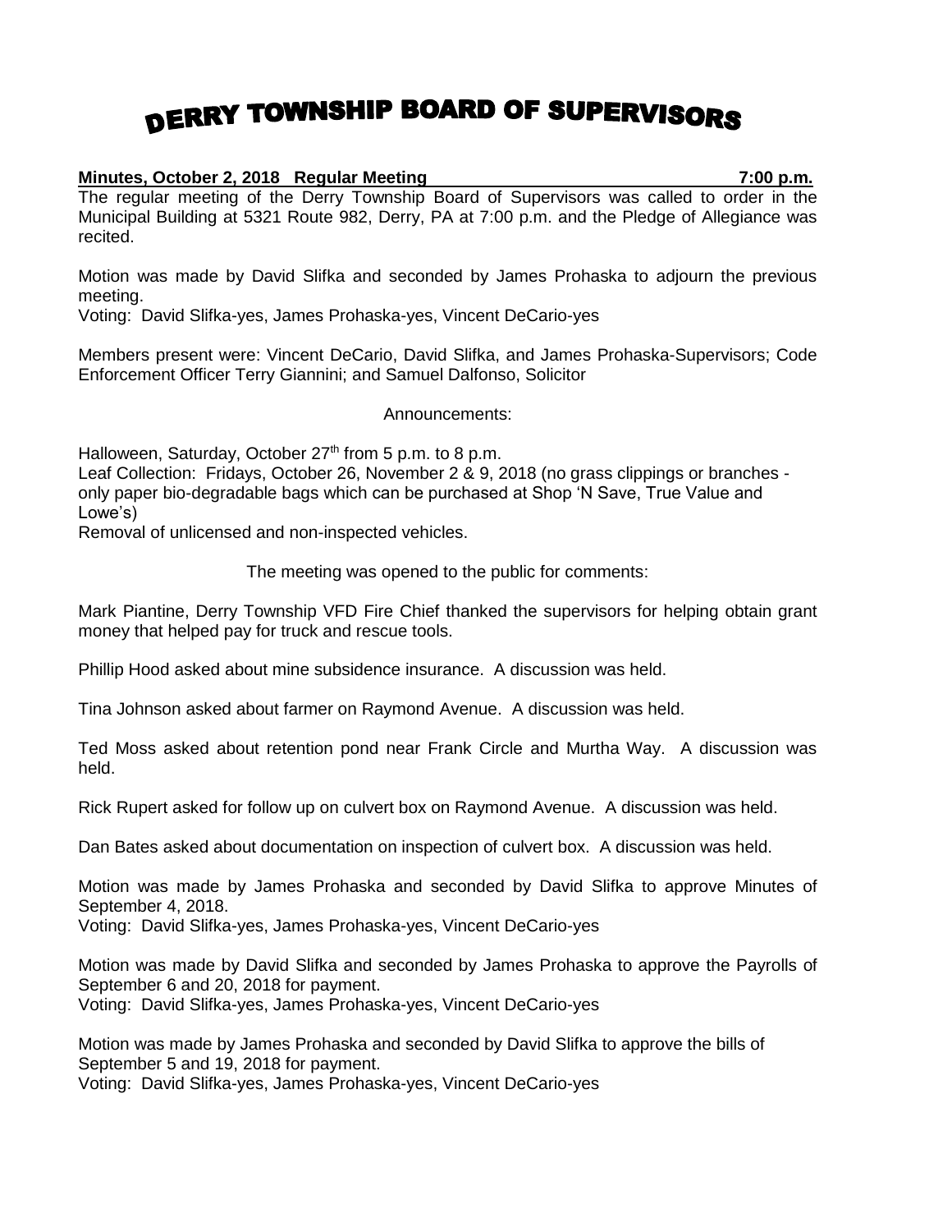# DERRY TOWNSHIP BOARD OF SUPERVISORS

**Minutes, October 2, 2018 Regular Meeting 7:00 p.m.**

The regular meeting of the Derry Township Board of Supervisors was called to order in the Municipal Building at 5321 Route 982, Derry, PA at 7:00 p.m. and the Pledge of Allegiance was recited.

Motion was made by David Slifka and seconded by James Prohaska to adjourn the previous meeting.
Voting: David Slifka-yes, James Prohaska-yes, Vincent DeCario-yes

Members present were: Vincent DeCario, David Slifka, and James Prohaska-Supervisors; Code Enforcement Officer Terry Giannini; and Samuel Dalfonso, Solicitor

Announcements:

Halloween, Saturday, October 27th from 5 p.m. to 8 p.m.
Leaf Collection: Fridays, October 26, November 2 & 9, 2018 (no grass clippings or branches - only paper bio-degradable bags which can be purchased at Shop 'N Save, True Value and Lowe's)
Removal of unlicensed and non-inspected vehicles.

The meeting was opened to the public for comments:

Mark Piantine, Derry Township VFD Fire Chief thanked the supervisors for helping obtain grant money that helped pay for truck and rescue tools.

Phillip Hood asked about mine subsidence insurance. A discussion was held.

Tina Johnson asked about farmer on Raymond Avenue. A discussion was held.

Ted Moss asked about retention pond near Frank Circle and Murtha Way. A discussion was held.

Rick Rupert asked for follow up on culvert box on Raymond Avenue. A discussion was held.

Dan Bates asked about documentation on inspection of culvert box. A discussion was held.

Motion was made by James Prohaska and seconded by David Slifka to approve Minutes of September 4, 2018.
Voting: David Slifka-yes, James Prohaska-yes, Vincent DeCario-yes

Motion was made by David Slifka and seconded by James Prohaska to approve the Payrolls of September 6 and 20, 2018 for payment.
Voting: David Slifka-yes, James Prohaska-yes, Vincent DeCario-yes

Motion was made by James Prohaska and seconded by David Slifka to approve the bills of September 5 and 19, 2018 for payment.
Voting: David Slifka-yes, James Prohaska-yes, Vincent DeCario-yes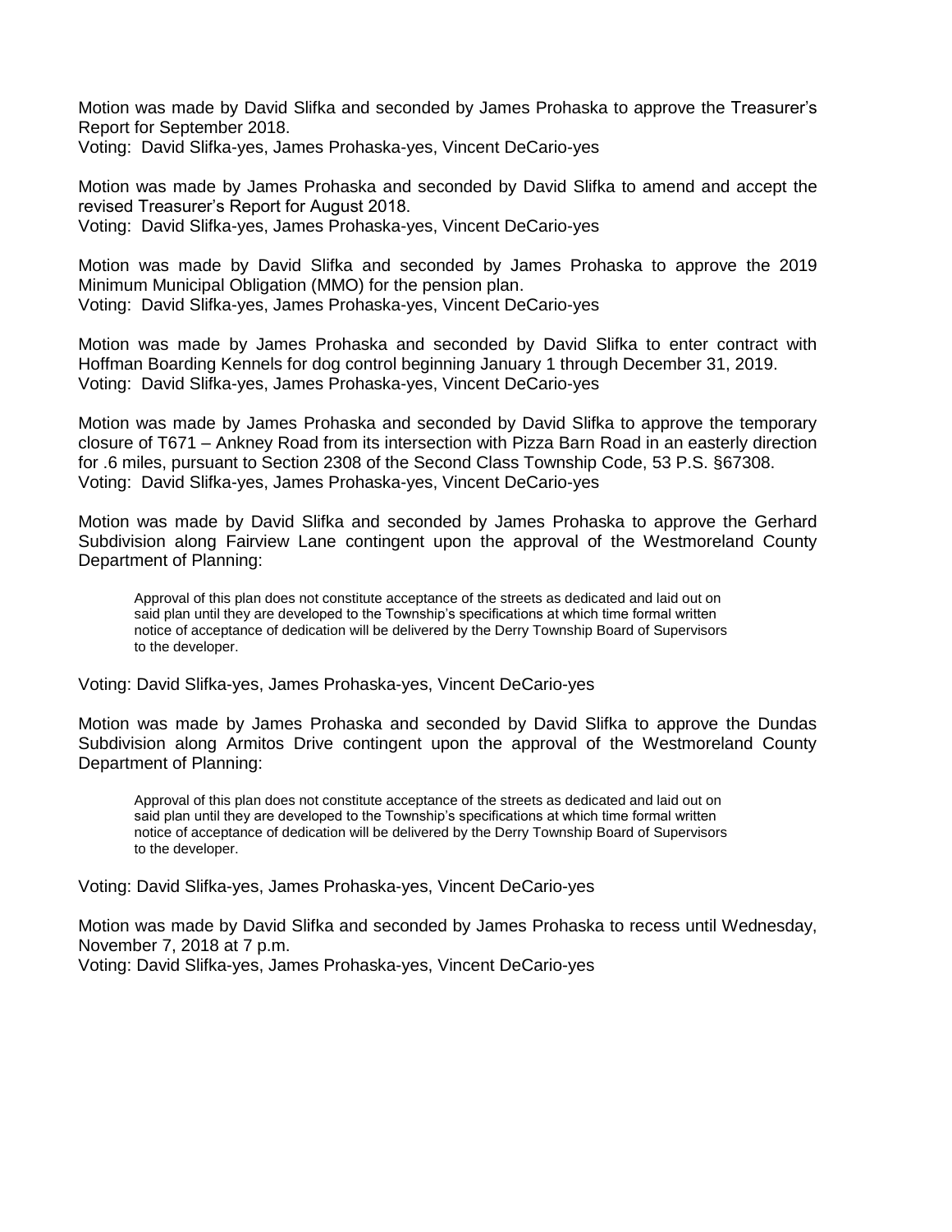Motion was made by David Slifka and seconded by James Prohaska to approve the Treasurer's Report for September 2018.
Voting: David Slifka-yes, James Prohaska-yes, Vincent DeCario-yes

Motion was made by James Prohaska and seconded by David Slifka to amend and accept the revised Treasurer's Report for August 2018.
Voting: David Slifka-yes, James Prohaska-yes, Vincent DeCario-yes

Motion was made by David Slifka and seconded by James Prohaska to approve the 2019 Minimum Municipal Obligation (MMO) for the pension plan.
Voting: David Slifka-yes, James Prohaska-yes, Vincent DeCario-yes

Motion was made by James Prohaska and seconded by David Slifka to enter contract with Hoffman Boarding Kennels for dog control beginning January 1 through December 31, 2019.
Voting: David Slifka-yes, James Prohaska-yes, Vincent DeCario-yes

Motion was made by James Prohaska and seconded by David Slifka to approve the temporary closure of T671 – Ankney Road from its intersection with Pizza Barn Road in an easterly direction for .6 miles, pursuant to Section 2308 of the Second Class Township Code, 53 P.S. §67308.
Voting: David Slifka-yes, James Prohaska-yes, Vincent DeCario-yes

Motion was made by David Slifka and seconded by James Prohaska to approve the Gerhard Subdivision along Fairview Lane contingent upon the approval of the Westmoreland County Department of Planning:

> Approval of this plan does not constitute acceptance of the streets as dedicated and laid out on said plan until they are developed to the Township's specifications at which time formal written notice of acceptance of dedication will be delivered by the Derry Township Board of Supervisors to the developer.

Voting: David Slifka-yes, James Prohaska-yes, Vincent DeCario-yes

Motion was made by James Prohaska and seconded by David Slifka to approve the Dundas Subdivision along Armitos Drive contingent upon the approval of the Westmoreland County Department of Planning:

> Approval of this plan does not constitute acceptance of the streets as dedicated and laid out on said plan until they are developed to the Township's specifications at which time formal written notice of acceptance of dedication will be delivered by the Derry Township Board of Supervisors to the developer.

Voting: David Slifka-yes, James Prohaska-yes, Vincent DeCario-yes

Motion was made by David Slifka and seconded by James Prohaska to recess until Wednesday, November 7, 2018 at 7 p.m.
Voting: David Slifka-yes, James Prohaska-yes, Vincent DeCario-yes